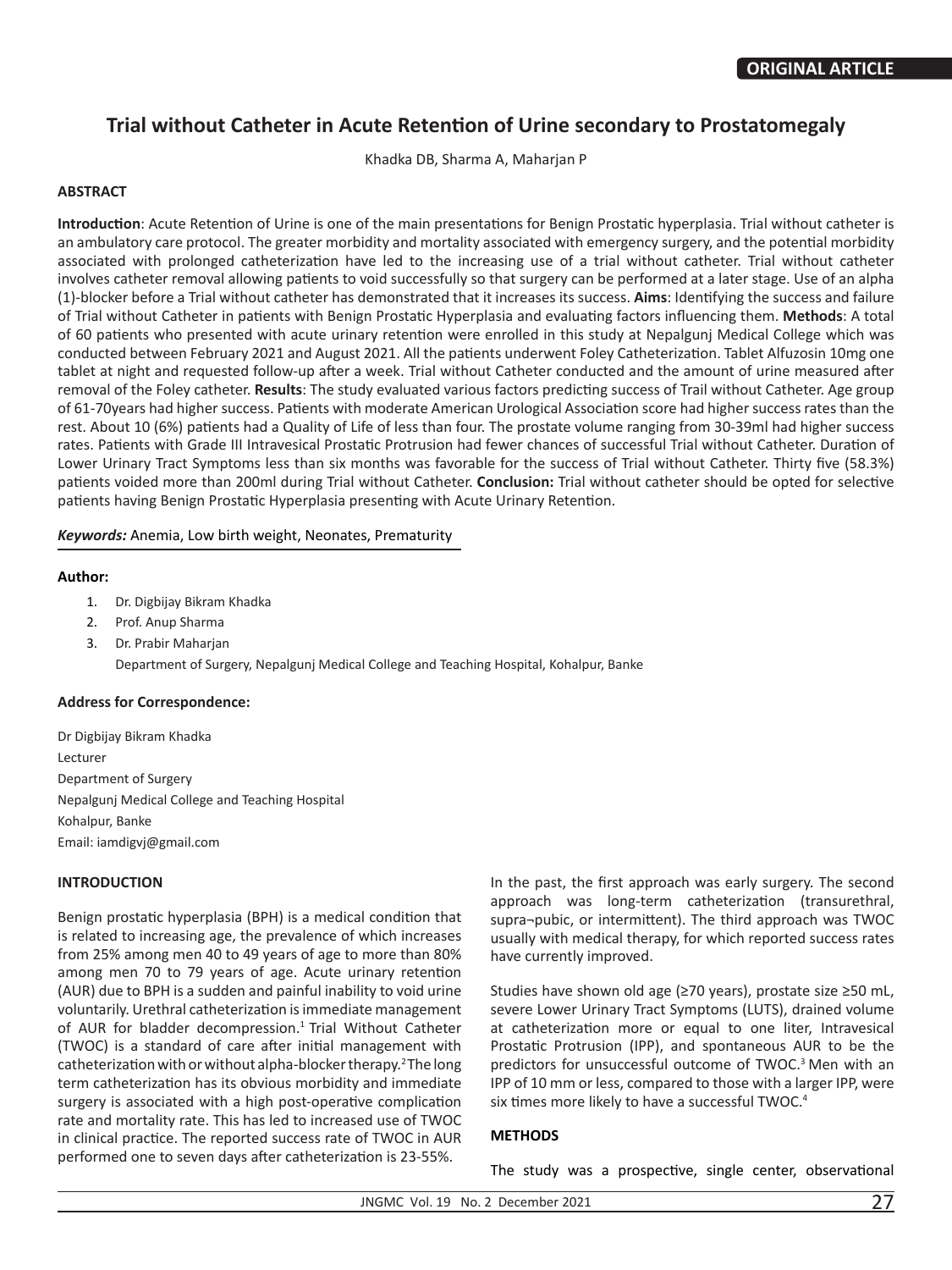**ORIGINAL ARTICLE**

# Trial without Catheter in Acute Retention of Urine secondary to Prostatomegaly

Khadka DB, Sharma A, Maharjan P

## ABSTRACT

**Introduction**: Acute Retention of Urine is one of the main presentations for Benign Prostatic hyperplasia. Trial without catheter is an ambulatory care protocol. The greater morbidity and mortality associated with emergency surgery, and the potential morbidity associated with prolonged catheterization have led to the increasing use of a trial without catheter. Trial without catheter involves catheter removal allowing patients to void successfully so that surgery can be performed at a later stage. Use of an alpha (1)-blocker before a Trial without catheter has demonstrated that it increases its success. **Aims**: Identifying the success and failure of Trial without Catheter in patients with Benign Prostatic Hyperplasia and evaluating factors influencing them. **Methods**: A total of 60 patients who presented with acute urinary retention were enrolled in this study at Nepalgunj Medical College which was conducted between February 2021 and August 2021. All the patients underwent Foley Catheterization. Tablet Alfuzosin 10mg one tablet at night and requested follow-up after a week. Trial without Catheter conducted and the amount of urine measured after removal of the Foley catheter. **Results**: The study evaluated various factors predicting success of Trail without Catheter. Age group of 61-70years had higher success. Patients with moderate American Urological Association score had higher success rates than the rest. About 10 (6%) patients had a Quality of Life of less than four. The prostate volume ranging from 30-39ml had higher success rates. Patients with Grade III Intravesical Prostatic Protrusion had fewer chances of successful Trial without Catheter. Duration of Lower Urinary Tract Symptoms less than six months was favorable for the success of Trial without Catheter. Thirty five (58.3%) patients voided more than 200ml during Trial without Catheter. **Conclusion:** Trial without catheter should be opted for selective patients having Benign Prostatic Hyperplasia presenting with Acute Urinary Retention.

***Keywords:*** Anemia, Low birth weight, Neonates, Prematurity

**Author:**

1. Dr. Digbijay Bikram Khadka
2. Prof. Anup Sharma
3. Dr. Prabir Maharjan

   Department of Surgery, Nepalgunj Medical College and Teaching Hospital, Kohalpur, Banke

**Address for Correspondence:**

Dr Digbijay Bikram Khadka
Lecturer
Department of Surgery
Nepalgunj Medical College and Teaching Hospital
Kohalpur, Banke
Email: iamdigvj@gmail.com

## INTRODUCTION

Benign prostatic hyperplasia (BPH) is a medical condition that is related to increasing age, the prevalence of which increases from 25% among men 40 to 49 years of age to more than 80% among men 70 to 79 years of age. Acute urinary retention (AUR) due to BPH is a sudden and painful inability to void urine voluntarily. Urethral catheterization is immediate management of AUR for bladder decompression.[1] Trial Without Catheter (TWOC) is a standard of care after initial management with catheterization with or without alpha-blocker therapy.[2] The long term catheterization has its obvious morbidity and immediate surgery is associated with a high post-operative complication rate and mortality rate. This has led to increased use of TWOC in clinical practice. The reported success rate of TWOC in AUR performed one to seven days after catheterization is 23-55%.

In the past, the first approach was early surgery. The second approach was long-term catheterization (transurethral, supra¬pubic, or intermittent). The third approach was TWOC usually with medical therapy, for which reported success rates have currently improved.

Studies have shown old age (≥70 years), prostate size ≥50 mL, severe Lower Urinary Tract Symptoms (LUTS), drained volume at catheterization more or equal to one liter, Intravesical Prostatic Protrusion (IPP), and spontaneous AUR to be the predictors for unsuccessful outcome of TWOC.[3] Men with an IPP of 10 mm or less, compared to those with a larger IPP, were six times more likely to have a successful TWOC.[4]

## METHODS

The study was a prospective, single center, observational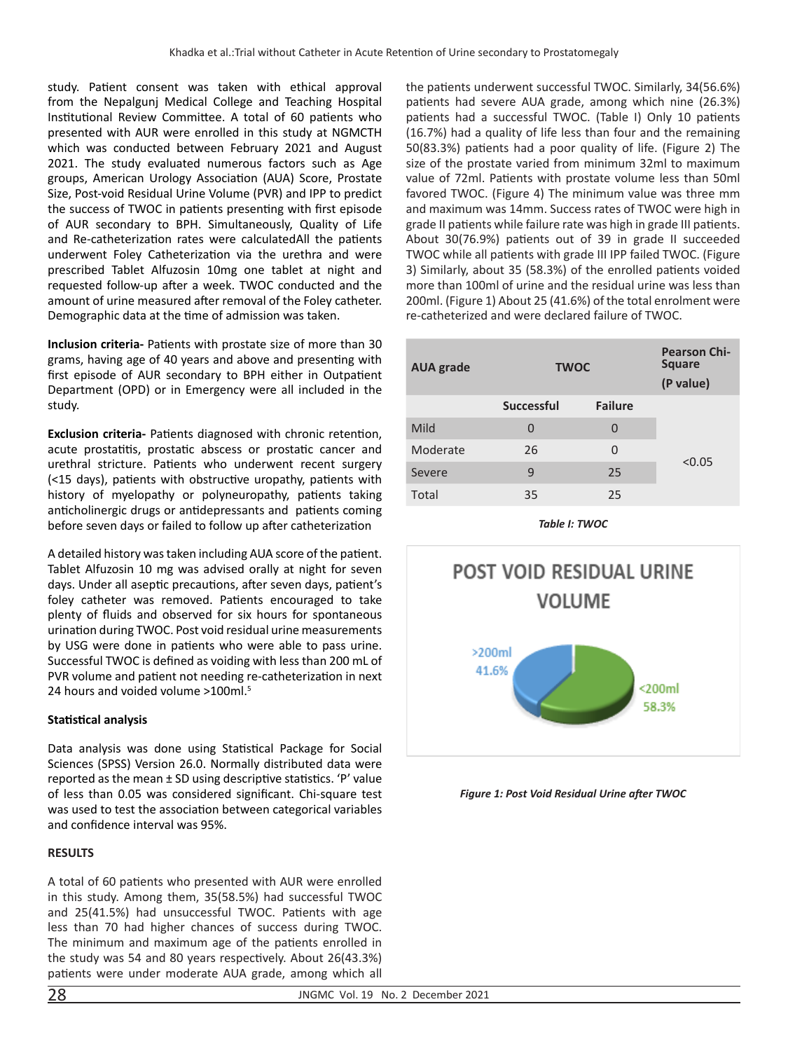study. Patient consent was taken with ethical approval from the Nepalgunj Medical College and Teaching Hospital Institutional Review Committee. A total of 60 patients who presented with AUR were enrolled in this study at NGMCTH which was conducted between February 2021 and August 2021. The study evaluated numerous factors such as Age groups, American Urology Association (AUA) Score, Prostate Size, Post-void Residual Urine Volume (PVR) and IPP to predict the success of TWOC in patients presenting with first episode of AUR secondary to BPH. Simultaneously, Quality of Life and Re-catheterization rates were calculatedAll the patients underwent Foley Catheterization via the urethra and were prescribed Tablet Alfuzosin 10mg one tablet at night and requested follow-up after a week. TWOC conducted and the amount of urine measured after removal of the Foley catheter. Demographic data at the time of admission was taken.

**Inclusion criteria-** Patients with prostate size of more than 30 grams, having age of 40 years and above and presenting with first episode of AUR secondary to BPH either in Outpatient Department (OPD) or in Emergency were all included in the study.

**Exclusion criteria-** Patients diagnosed with chronic retention, acute prostatitis, prostatic abscess or prostatic cancer and urethral stricture. Patients who underwent recent surgery (<15 days), patients with obstructive uropathy, patients with history of myelopathy or polyneuropathy, patients taking anticholinergic drugs or antidepressants and patients coming before seven days or failed to follow up after catheterization

A detailed history was taken including AUA score of the patient. Tablet Alfuzosin 10 mg was advised orally at night for seven days. Under all aseptic precautions, after seven days, patient's foley catheter was removed. Patients encouraged to take plenty of fluids and observed for six hours for spontaneous urination during TWOC. Post void residual urine measurements by USG were done in patients who were able to pass urine. Successful TWOC is defined as voiding with less than 200 mL of PVR volume and patient not needing re-catheterization in next 24 hours and voided volume >100ml.[5]

### Statistical analysis

Data analysis was done using Statistical Package for Social Sciences (SPSS) Version 26.0. Normally distributed data were reported as the mean ± SD using descriptive statistics. 'P' value of less than 0.05 was considered significant. Chi-square test was used to test the association between categorical variables and confidence interval was 95%.

### RESULTS

A total of 60 patients who presented with AUR were enrolled in this study. Among them, 35(58.5%) had successful TWOC and 25(41.5%) had unsuccessful TWOC. Patients with age less than 70 had higher chances of success during TWOC. The minimum and maximum age of the patients enrolled in the study was 54 and 80 years respectively. About 26(43.3%) patients were under moderate AUA grade, among which all the patients underwent successful TWOC. Similarly, 34(56.6%) patients had severe AUA grade, among which nine (26.3%) patients had a successful TWOC. (Table I) Only 10 patients (16.7%) had a quality of life less than four and the remaining 50(83.3%) patients had a poor quality of life. (Figure 2) The size of the prostate varied from minimum 32ml to maximum value of 72ml. Patients with prostate volume less than 50ml favored TWOC. (Figure 4) The minimum value was three mm and maximum was 14mm. Success rates of TWOC were high in grade II patients while failure rate was high in grade III patients. About 30(76.9%) patients out of 39 in grade II succeeded TWOC while all patients with grade III IPP failed TWOC. (Figure 3) Similarly, about 35 (58.3%) of the enrolled patients voided more than 100ml of urine and the residual urine was less than 200ml. (Figure 1) About 25 (41.6%) of the total enrolment were re-catheterized and were declared failure of TWOC.

| AUA grade | TWOC | | Pearson Chi-Square (P value) |
|---|---|---|---|
| | Successful | Failure | |
| Mild | 0 | 0 | <0.05 |
| Moderate | 26 | 0 | |
| Severe | 9 | 25 | |
| Total | 35 | 25 | |

*Table I: TWOC*

POST VOID RESIDUAL URINE VOLUME

>200ml 41.6%

<200ml 58.3%

*Figure 1: Post Void Residual Urine after TWOC*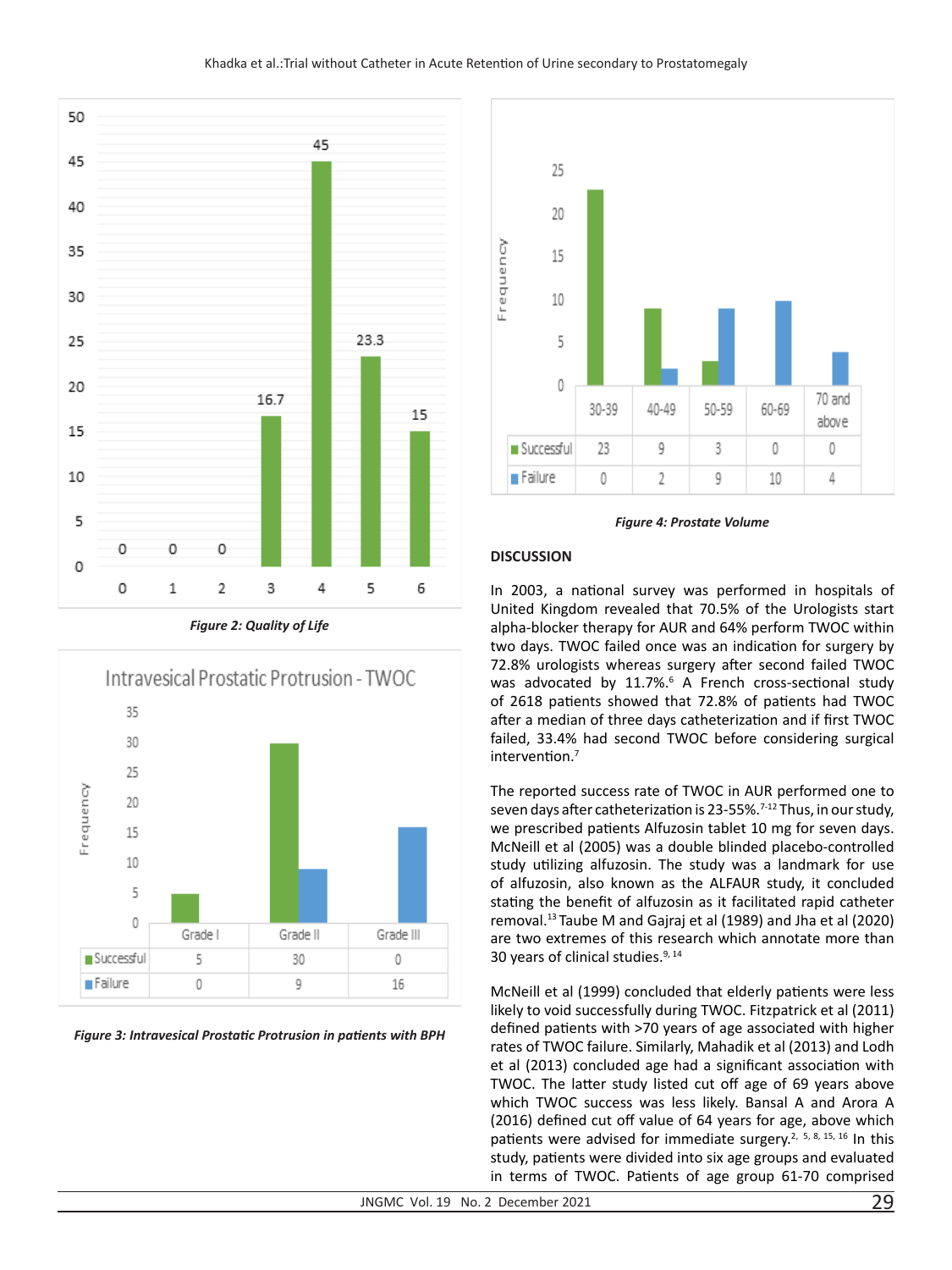| Quality of Life score | 0 | 1 | 2 | 3 | 4 | 5 | 6 |
|---|---|---|---|---|---|---|---|
| Value | 0 | 0 | 0 | 16.7 | 45 | 23.3 | 15 |

*Figure 2: Quality of Life*

**Intravesical Prostatic Protrusion - TWOC**

| | Grade I | Grade II | Grade III |
|---|---|---|---|
| Successful | 5 | 30 | 0 |
| Failure | 0 | 9 | 16 |

*Figure 3: Intravesical Prostatic Protrusion in patients with BPH*

| | 30-39 | 40-49 | 50-59 | 60-69 | 70 and above |
|---|---|---|---|---|---|
| Successful | 23 | 9 | 3 | 0 | 0 |
| Failure | 0 | 2 | 9 | 10 | 4 |

*Figure 4: Prostate Volume*

## DISCUSSION

In 2003, a national survey was performed in hospitals of United Kingdom revealed that 70.5% of the Urologists start alpha-blocker therapy for AUR and 64% perform TWOC within two days. TWOC failed once was an indication for surgery by 72.8% urologists whereas surgery after second failed TWOC was advocated by 11.7%.[6] A French cross-sectional study of 2618 patients showed that 72.8% of patients had TWOC after a median of three days catheterization and if first TWOC failed, 33.4% had second TWOC before considering surgical intervention.[7]

The reported success rate of TWOC in AUR performed one to seven days after catheterization is 23-55%.[7-12] Thus, in our study, we prescribed patients Alfuzosin tablet 10 mg for seven days. McNeill et al (2005) was a double blinded placebo-controlled study utilizing alfuzosin. The study was a landmark for use of alfuzosin, also known as the ALFAUR study, it concluded stating the benefit of alfuzosin as it facilitated rapid catheter removal.[13] Taube M and Gajraj et al (1989) and Jha et al (2020) are two extremes of this research which annotate more than 30 years of clinical studies.[9, 14]

McNeill et al (1999) concluded that elderly patients were less likely to void successfully during TWOC. Fitzpatrick et al (2011) defined patients with >70 years of age associated with higher rates of TWOC failure. Similarly, Mahadik et al (2013) and Lodh et al (2013) concluded age had a significant association with TWOC. The latter study listed cut off age of 69 years above which TWOC success was less likely. Bansal A and Arora A (2016) defined cut off value of 64 years for age, above which patients were advised for immediate surgery.[2, 5, 8, 15, 16] In this study, patients were divided into six age groups and evaluated in terms of TWOC. Patients of age group 61-70 comprised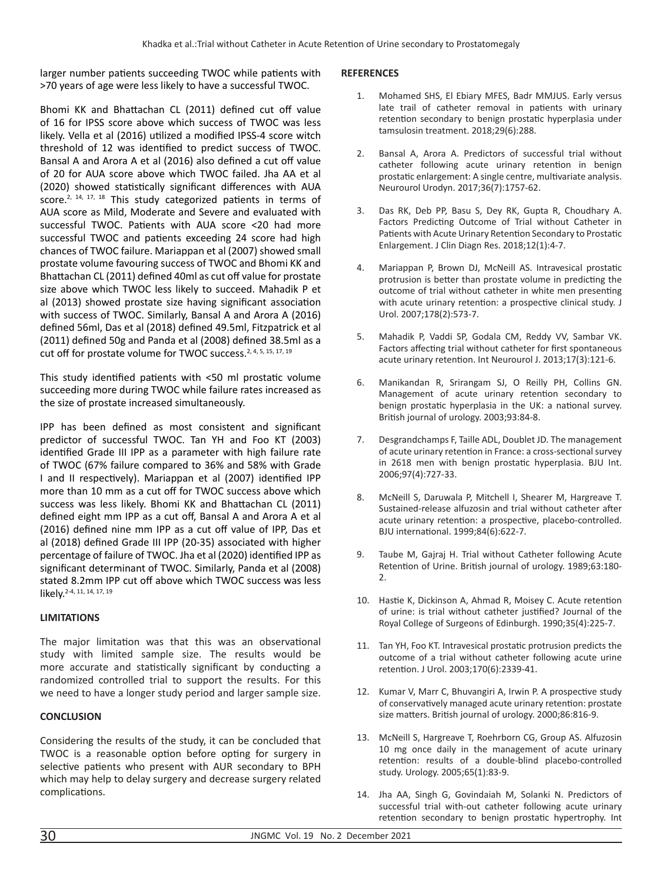larger number patients succeeding TWOC while patients with >70 years of age were less likely to have a successful TWOC.

Bhomi KK and Bhattachan CL (2011) defined cut off value of 16 for IPSS score above which success of TWOC was less likely. Vella et al (2016) utilized a modified IPSS-4 score witch threshold of 12 was identified to predict success of TWOC. Bansal A and Arora A et al (2016) also defined a cut off value of 20 for AUA score above which TWOC failed. Jha AA et al (2020) showed statistically significant differences with AUA score.[2, 14, 17, 18] This study categorized patients in terms of AUA score as Mild, Moderate and Severe and evaluated with successful TWOC. Patients with AUA score <20 had more successful TWOC and patients exceeding 24 score had high chances of TWOC failure. Mariappan et al (2007) showed small prostate volume favouring success of TWOC and Bhomi KK and Bhattachan CL (2011) defined 40ml as cut off value for prostate size above which TWOC less likely to succeed. Mahadik P et al (2013) showed prostate size having significant association with success of TWOC. Similarly, Bansal A and Arora A (2016) defined 56ml, Das et al (2018) defined 49.5ml, Fitzpatrick et al (2011) defined 50g and Panda et al (2008) defined 38.5ml as a cut off for prostate volume for TWOC success.[2, 4, 5, 15, 17, 19]

This study identified patients with <50 ml prostatic volume succeeding more during TWOC while failure rates increased as the size of prostate increased simultaneously.

IPP has been defined as most consistent and significant predictor of successful TWOC. Tan YH and Foo KT (2003) identified Grade III IPP as a parameter with high failure rate of TWOC (67% failure compared to 36% and 58% with Grade I and II respectively). Mariappan et al (2007) identified IPP more than 10 mm as a cut off for TWOC success above which success was less likely. Bhomi KK and Bhattachan CL (2011) defined eight mm IPP as a cut off, Bansal A and Arora A et al (2016) defined nine mm IPP as a cut off value of IPP, Das et al (2018) defined Grade III IPP (20-35) associated with higher percentage of failure of TWOC. Jha et al (2020) identified IPP as significant determinant of TWOC. Similarly, Panda et al (2008) stated 8.2mm IPP cut off above which TWOC success was less likely.[2-4, 11, 14, 17, 19]

## LIMITATIONS

The major limitation was that this was an observational study with limited sample size. The results would be more accurate and statistically significant by conducting a randomized controlled trial to support the results. For this we need to have a longer study period and larger sample size.

## CONCLUSION

Considering the results of the study, it can be concluded that TWOC is a reasonable option before opting for surgery in selective patients who present with AUR secondary to BPH which may help to delay surgery and decrease surgery related complications.

## REFERENCES

1. Mohamed SHS, El Ebiary MFES, Badr MMJUS. Early versus late trail of catheter removal in patients with urinary retention secondary to benign prostatic hyperplasia under tamsulosin treatment. 2018;29(6):288.
2. Bansal A, Arora A. Predictors of successful trial without catheter following acute urinary retention in benign prostatic enlargement: A single centre, multivariate analysis. Neurourol Urodyn. 2017;36(7):1757-62.
3. Das RK, Deb PP, Basu S, Dey RK, Gupta R, Choudhary A. Factors Predicting Outcome of Trial without Catheter in Patients with Acute Urinary Retention Secondary to Prostatic Enlargement. J Clin Diagn Res. 2018;12(1):4-7.
4. Mariappan P, Brown DJ, McNeill AS. Intravesical prostatic protrusion is better than prostate volume in predicting the outcome of trial without catheter in white men presenting with acute urinary retention: a prospective clinical study. J Urol. 2007;178(2):573-7.
5. Mahadik P, Vaddi SP, Godala CM, Reddy VV, Sambar VK. Factors affecting trial without catheter for first spontaneous acute urinary retention. Int Neurourol J. 2013;17(3):121-6.
6. Manikandan R, Srirangam SJ, O Reilly PH, Collins GN. Management of acute urinary retention secondary to benign prostatic hyperplasia in the UK: a national survey. British journal of urology. 2003;93:84-8.
7. Desgrandchamps F, Taille ADL, Doublet JD. The management of acute urinary retention in France: a cross-sectional survey in 2618 men with benign prostatic hyperplasia. BJU Int. 2006;97(4):727-33.
8. McNeill S, Daruwala P, Mitchell I, Shearer M, Hargreave T. Sustained-release alfuzosin and trial without catheter after acute urinary retention: a prospective, placebo-controlled. BJU international. 1999;84(6):622-7.
9. Taube M, Gajraj H. Trial without Catheter following Acute Retention of Urine. British journal of urology. 1989;63:180-2.
10. Hastie K, Dickinson A, Ahmad R, Moisey C. Acute retention of urine: is trial without catheter justified? Journal of the Royal College of Surgeons of Edinburgh. 1990;35(4):225-7.
11. Tan YH, Foo KT. Intravesical prostatic protrusion predicts the outcome of a trial without catheter following acute urine retention. J Urol. 2003;170(6):2339-41.
12. Kumar V, Marr C, Bhuvangiri A, Irwin P. A prospective study of conservatively managed acute urinary retention: prostate size matters. British journal of urology. 2000;86:816-9.
13. McNeill S, Hargreave T, Roehrborn CG, Group AS. Alfuzosin 10 mg once daily in the management of acute urinary retention: results of a double-blind placebo-controlled study. Urology. 2005;65(1):83-9.
14. Jha AA, Singh G, Govindaiah M, Solanki N. Predictors of successful trial with-out catheter following acute urinary retention secondary to benign prostatic hypertrophy. Int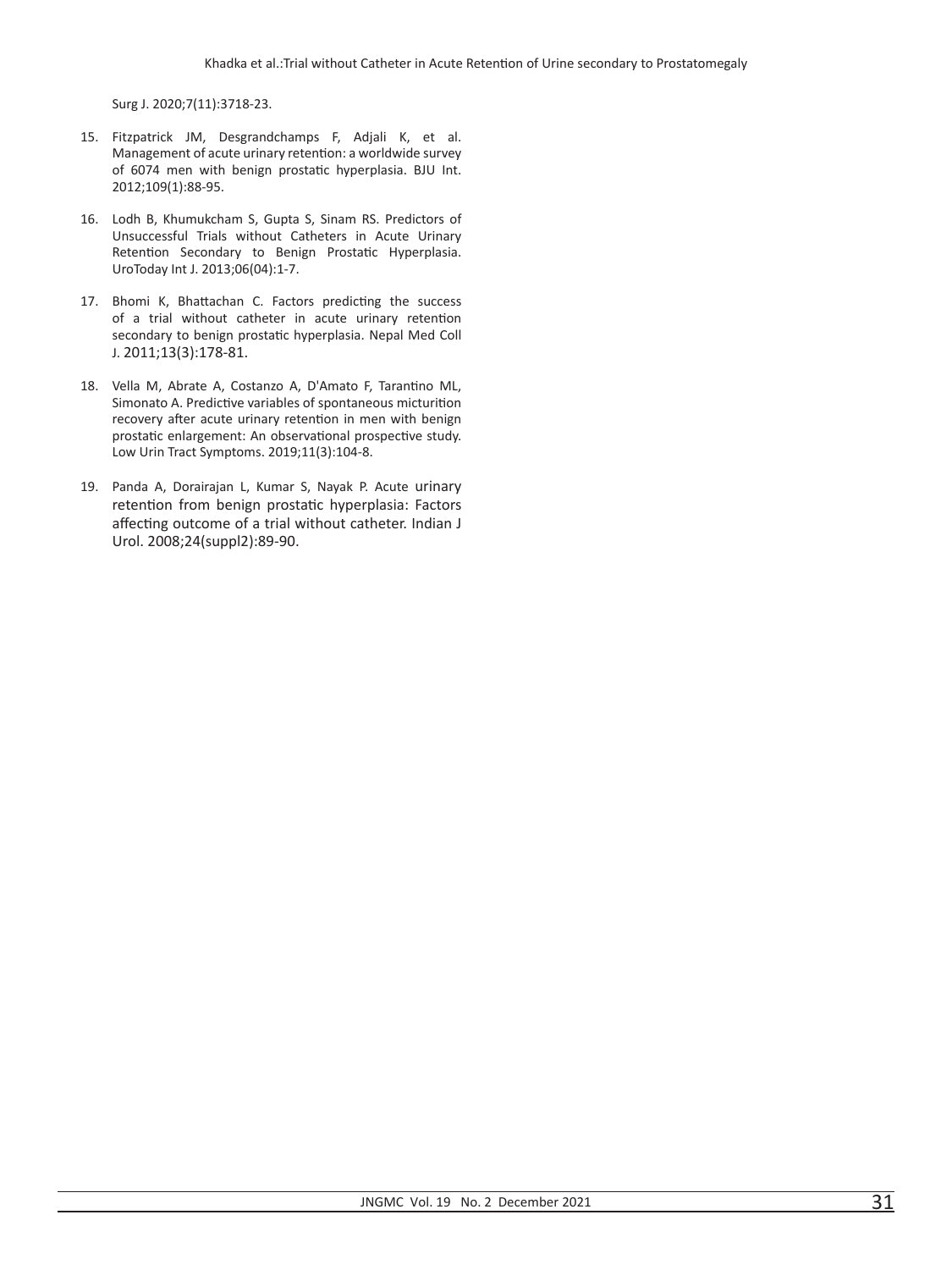Surg J. 2020;7(11):3718-23.

15. Fitzpatrick JM, Desgrandchamps F, Adjali K, et al. Management of acute urinary retention: a worldwide survey of 6074 men with benign prostatic hyperplasia. BJU Int. 2012;109(1):88-95.

16. Lodh B, Khumukcham S, Gupta S, Sinam RS. Predictors of Unsuccessful Trials without Catheters in Acute Urinary Retention Secondary to Benign Prostatic Hyperplasia. UroToday Int J. 2013;06(04):1-7.

17. Bhomi K, Bhattachan C. Factors predicting the success of a trial without catheter in acute urinary retention secondary to benign prostatic hyperplasia. Nepal Med Coll J. 2011;13(3):178-81.

18. Vella M, Abrate A, Costanzo A, D'Amato F, Tarantino ML, Simonato A. Predictive variables of spontaneous micturition recovery after acute urinary retention in men with benign prostatic enlargement: An observational prospective study. Low Urin Tract Symptoms. 2019;11(3):104-8.

19. Panda A, Dorairajan L, Kumar S, Nayak P. Acute urinary retention from benign prostatic hyperplasia: Factors affecting outcome of a trial without catheter. Indian J Urol. 2008;24(suppl2):89-90.